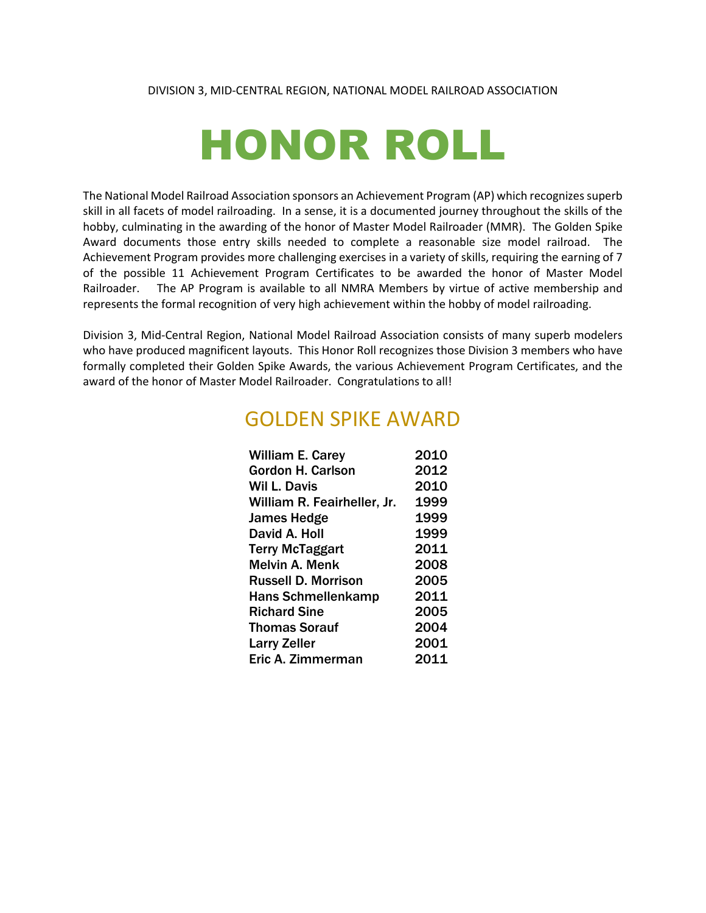DIVISION 3, MID-CENTRAL REGION, NATIONAL MODEL RAILROAD ASSOCIATION

# HONOR ROLL

The National Model Railroad Association sponsors an Achievement Program (AP) which recognizes superb skill in all facets of model railroading. In a sense, it is a documented journey throughout the skills of the hobby, culminating in the awarding of the honor of Master Model Railroader (MMR). The Golden Spike Award documents those entry skills needed to complete a reasonable size model railroad. The Achievement Program provides more challenging exercises in a variety of skills, requiring the earning of 7 of the possible 11 Achievement Program Certificates to be awarded the honor of Master Model Railroader. The AP Program is available to all NMRA Members by virtue of active membership and represents the formal recognition of very high achievement within the hobby of model railroading.

Division 3, Mid-Central Region, National Model Railroad Association consists of many superb modelers who have produced magnificent layouts. This Honor Roll recognizes those Division 3 members who have formally completed their Golden Spike Awards, the various Achievement Program Certificates, and the award of the honor of Master Model Railroader. Congratulations to all!

## GOLDEN SPIKE AWARD

| | |
|---|---|
| **William E. Carey** | **2010** |
| **Gordon H. Carlson** | **2012** |
| **Wil L. Davis** | **2010** |
| **William R. Feairheller, Jr.** | **1999** |
| **James Hedge** | **1999** |
| **David A. Holl** | **1999** |
| **Terry McTaggart** | **2011** |
| **Melvin A. Menk** | **2008** |
| **Russell D. Morrison** | **2005** |
| **Hans Schmellenkamp** | **2011** |
| **Richard Sine** | **2005** |
| **Thomas Sorauf** | **2004** |
| **Larry Zeller** | **2001** |
| **Eric A. Zimmerman** | **2011** |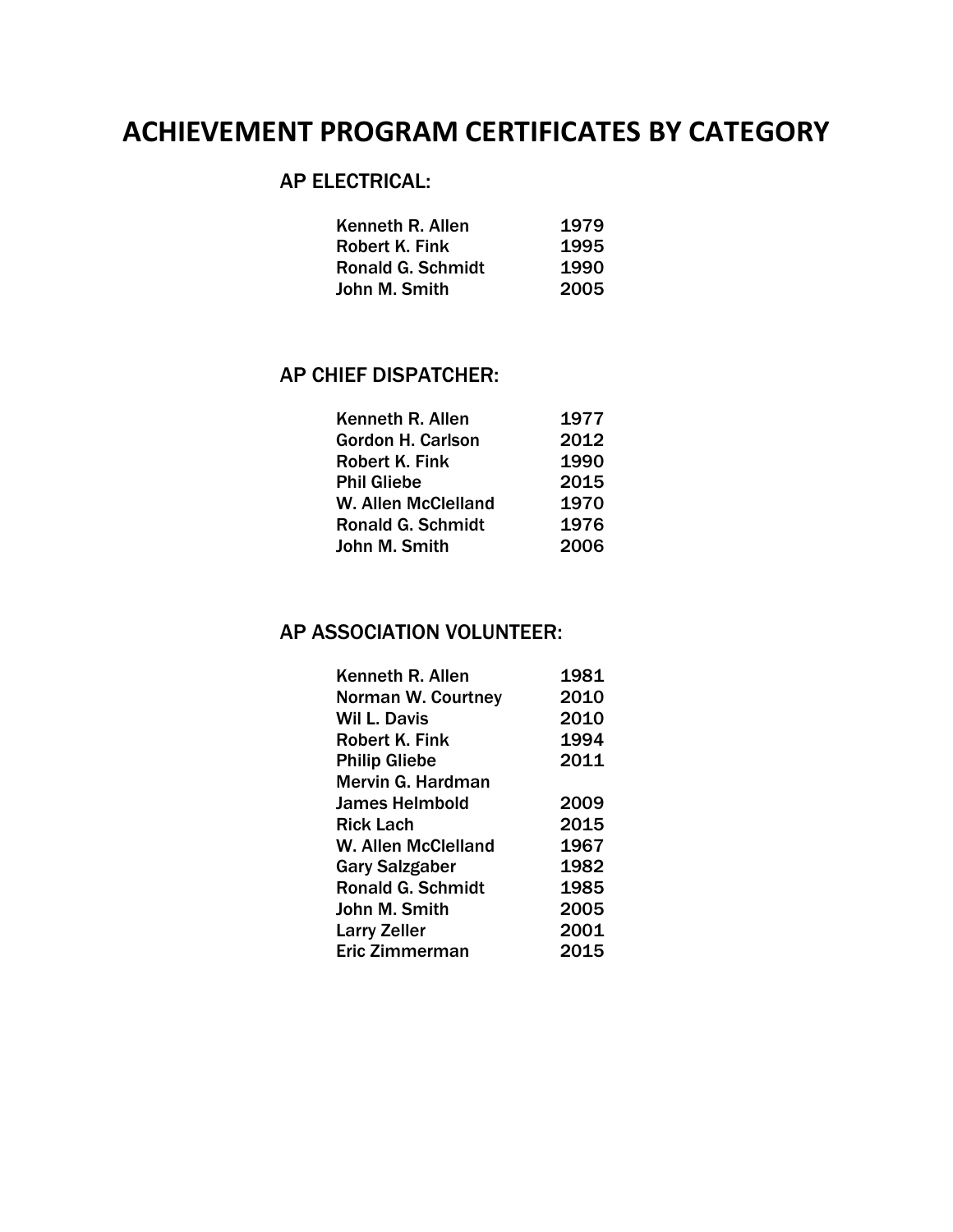# ACHIEVEMENT PROGRAM CERTIFICATES BY CATEGORY

## AP ELECTRICAL:

| | |
|---|---|
| Kenneth R. Allen | 1979 |
| Robert K. Fink | 1995 |
| Ronald G. Schmidt | 1990 |
| John M. Smith | 2005 |

## AP CHIEF DISPATCHER:

| | |
|---|---|
| Kenneth R. Allen | 1977 |
| Gordon H. Carlson | 2012 |
| Robert K. Fink | 1990 |
| Phil Gliebe | 2015 |
| W. Allen McClelland | 1970 |
| Ronald G. Schmidt | 1976 |
| John M. Smith | 2006 |

## AP ASSOCIATION VOLUNTEER:

| | |
|---|---|
| Kenneth R. Allen | 1981 |
| Norman W. Courtney | 2010 |
| Wil L. Davis | 2010 |
| Robert K. Fink | 1994 |
| Philip Gliebe | 2011 |
| Mervin G. Hardman | |
| James Helmbold | 2009 |
| Rick Lach | 2015 |
| W. Allen McClelland | 1967 |
| Gary Salzgaber | 1982 |
| Ronald G. Schmidt | 1985 |
| John M. Smith | 2005 |
| Larry Zeller | 2001 |
| Eric Zimmerman | 2015 |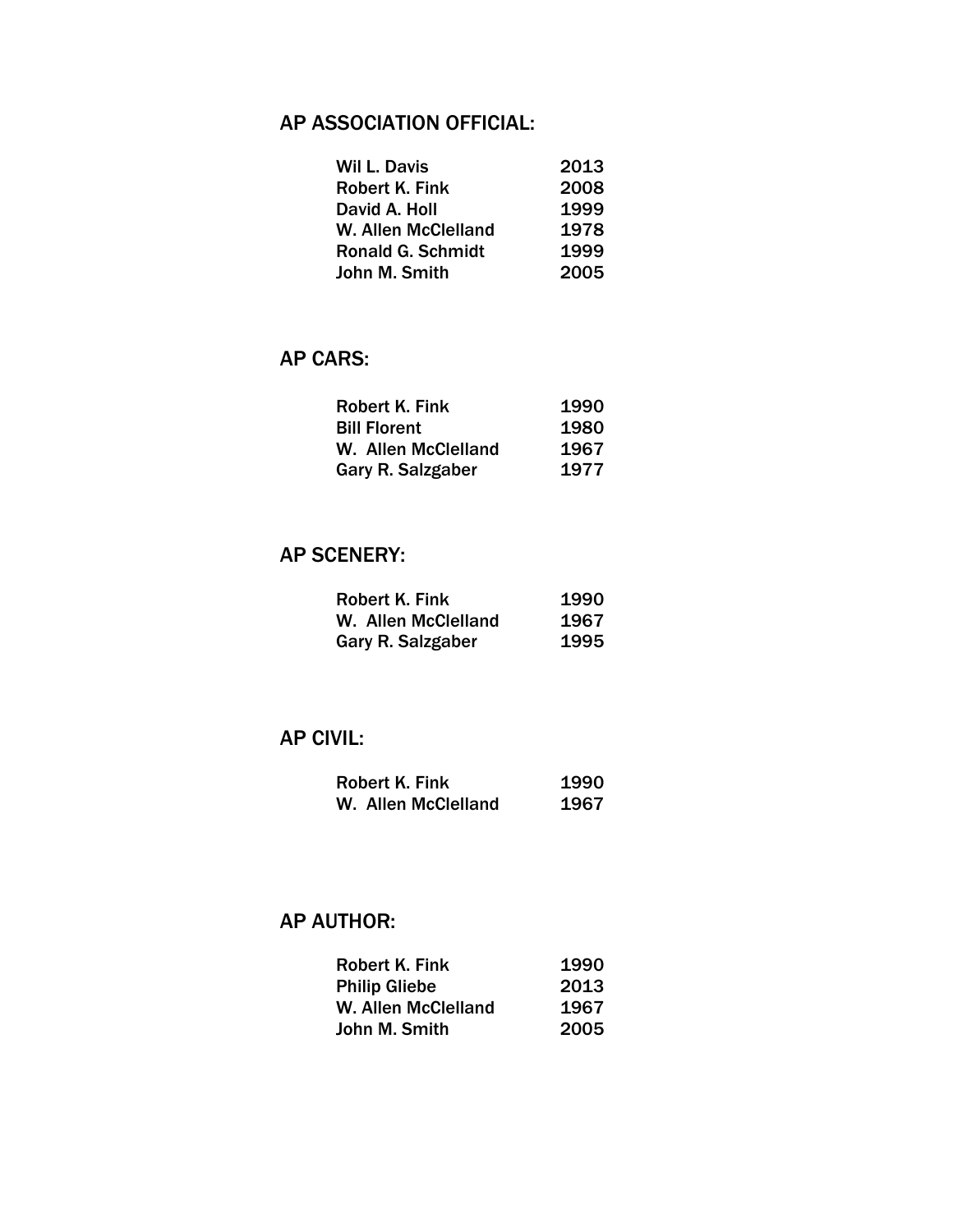## AP ASSOCIATION OFFICIAL:

| | |
|---|---|
| Wil L. Davis | 2013 |
| Robert K. Fink | 2008 |
| David A. Holl | 1999 |
| W. Allen McClelland | 1978 |
| Ronald G. Schmidt | 1999 |
| John M. Smith | 2005 |

## AP CARS:

| | |
|---|---|
| Robert K. Fink | 1990 |
| Bill Florent | 1980 |
| W. Allen McClelland | 1967 |
| Gary R. Salzgaber | 1977 |

## AP SCENERY:

| | |
|---|---|
| Robert K. Fink | 1990 |
| W. Allen McClelland | 1967 |
| Gary R. Salzgaber | 1995 |

## AP CIVIL:

| | |
|---|---|
| Robert K. Fink | 1990 |
| W. Allen McClelland | 1967 |

## AP AUTHOR:

| | |
|---|---|
| Robert K. Fink | 1990 |
| Philip Gliebe | 2013 |
| W. Allen McClelland | 1967 |
| John M. Smith | 2005 |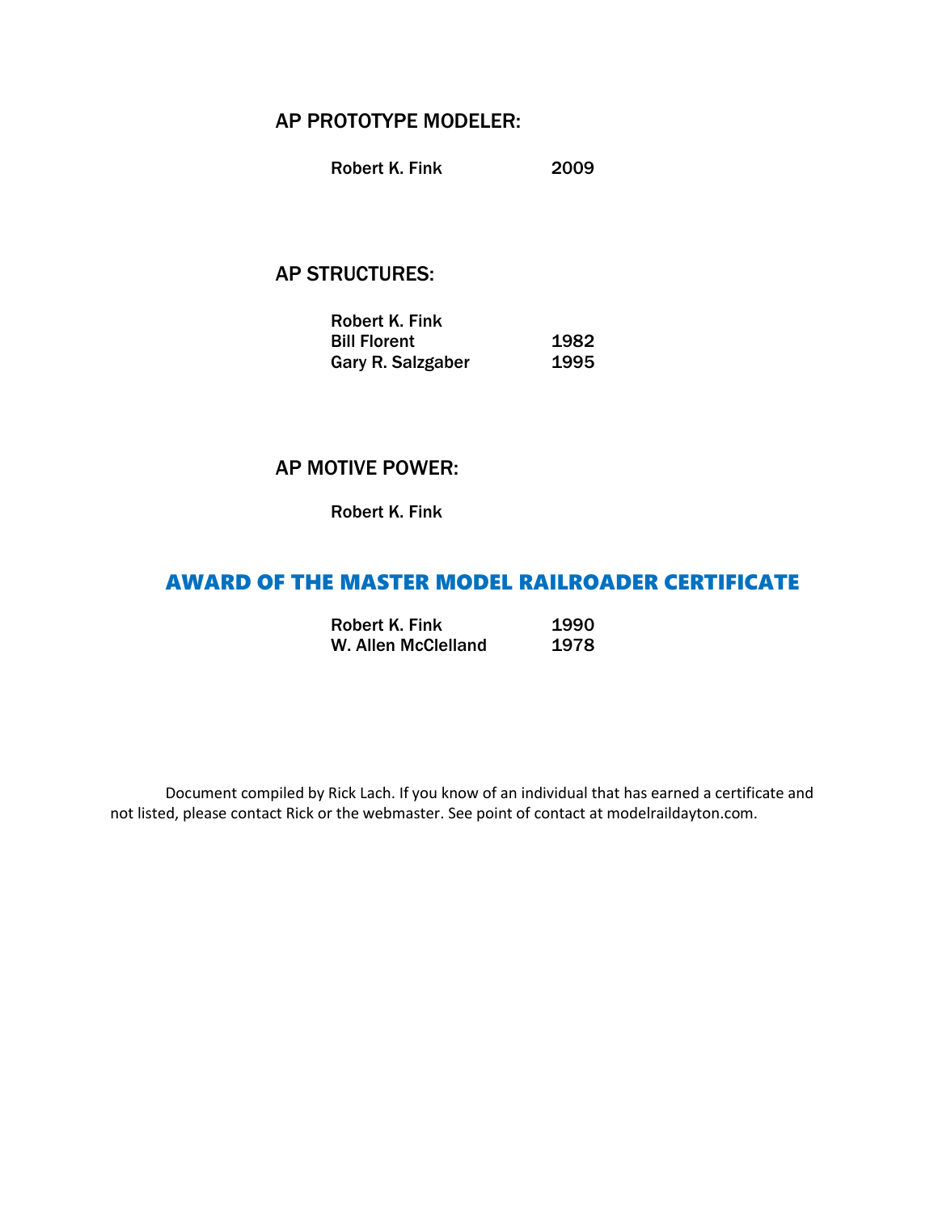## AP PROTOTYPE MODELER:

| | |
|---|---|
| Robert K. Fink | 2009 |

## AP STRUCTURES:

| | |
|---|---|
| Robert K. Fink | |
| Bill Florent | 1982 |
| Gary R. Salzgaber | 1995 |

## AP MOTIVE POWER:

Robert K. Fink

## AWARD OF THE MASTER MODEL RAILROADER CERTIFICATE

| | |
|---|---|
| Robert K. Fink | 1990 |
| W. Allen McClelland | 1978 |

Document compiled by Rick Lach. If you know of an individual that has earned a certificate and not listed, please contact Rick or the webmaster. See point of contact at modelraildayton.com.